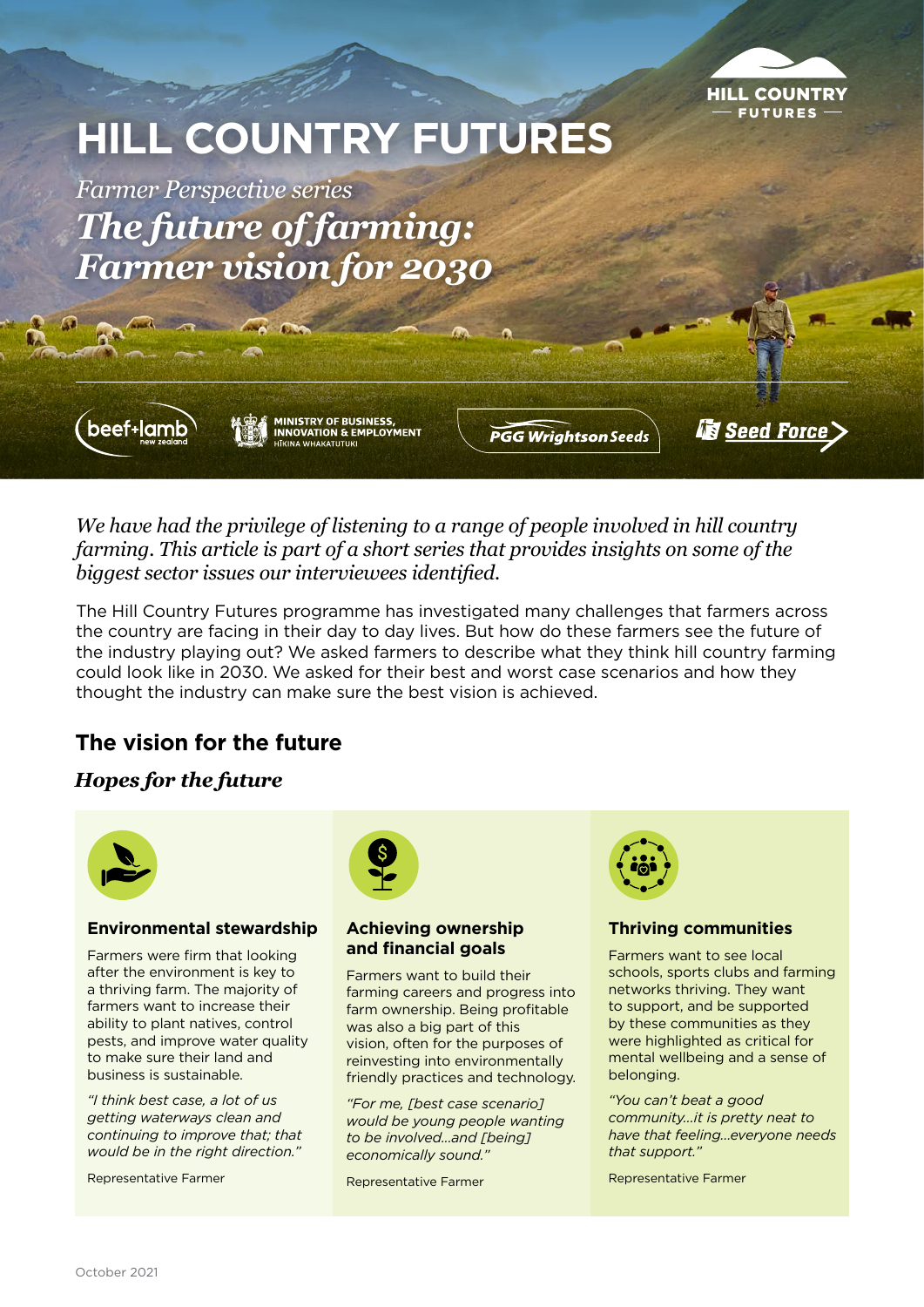# HILL COUNTRY FUTURES

*Farmer Perspective series*

## *The future of farming: Farmer vision for 2030*

HILL COUNTRY FUTURES

beef+lamb new zealand | MINISTRY OF BUSINESS, INNOVATION & EMPLOYMENT HĪKINA WHAKATUTUKI | PGG Wrightson Seeds | Seed Force

*We have had the privilege of listening to a range of people involved in hill country farming. This article is part of a short series that provides insights on some of the biggest sector issues our interviewees identified.*

The Hill Country Futures programme has investigated many challenges that farmers across the country are facing in their day to day lives. But how do these farmers see the future of the industry playing out? We asked farmers to describe what they think hill country farming could look like in 2030. We asked for their best and worst case scenarios and how they thought the industry can make sure the best vision is achieved.

## The vision for the future

### *Hopes for the future*

#### Environmental stewardship

Farmers were firm that looking after the environment is key to a thriving farm. The majority of farmers want to increase their ability to plant natives, control pests, and improve water quality to make sure their land and business is sustainable.

*"I think best case, a lot of us getting waterways clean and continuing to improve that; that would be in the right direction."*

Representative Farmer

#### Achieving ownership and financial goals

Farmers want to build their farming careers and progress into farm ownership. Being profitable was also a big part of this vision, often for the purposes of reinvesting into environmentally friendly practices and technology.

*"For me, [best case scenario] would be young people wanting to be involved...and [being] economically sound."*

Representative Farmer

#### Thriving communities

Farmers want to see local schools, sports clubs and farming networks thriving. They want to support, and be supported by these communities as they were highlighted as critical for mental wellbeing and a sense of belonging.

*"You can't beat a good community...it is pretty neat to have that feeling...everyone needs that support."*

Representative Farmer

October 2021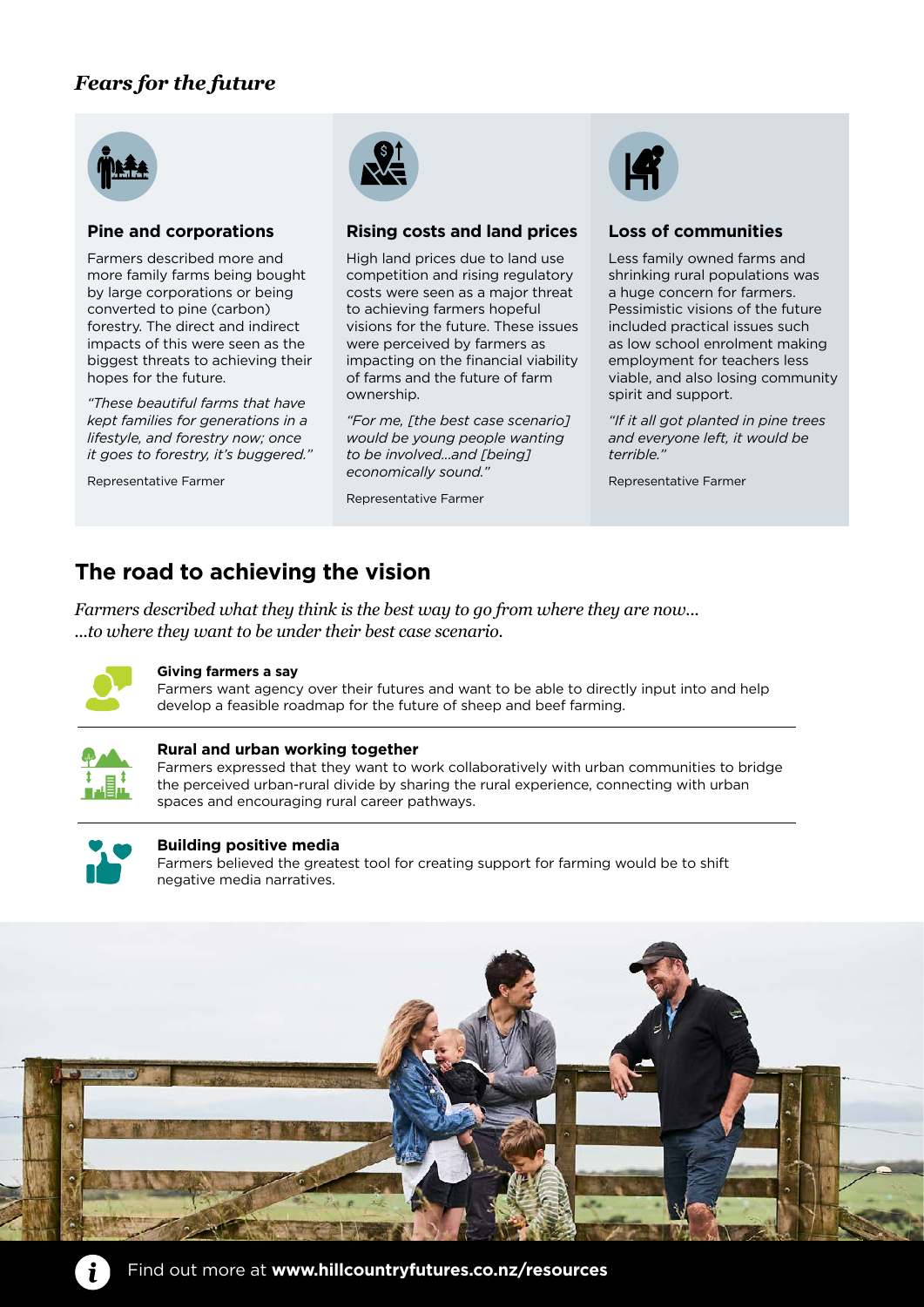## *Fears for the future*

### Pine and corporations

Farmers described more and more family farms being bought by large corporations or being converted to pine (carbon) forestry. The direct and indirect impacts of this were seen as the biggest threats to achieving their hopes for the future.

*"These beautiful farms that have kept families for generations in a lifestyle, and forestry now; once it goes to forestry, it's buggered."*

Representative Farmer

### Rising costs and land prices

High land prices due to land use competition and rising regulatory costs were seen as a major threat to achieving farmers hopeful visions for the future. These issues were perceived by farmers as impacting on the financial viability of farms and the future of farm ownership.

*"For me, [the best case scenario] would be young people wanting to be involved...and [being] economically sound."*

Representative Farmer

### Loss of communities

Less family owned farms and shrinking rural populations was a huge concern for farmers. Pessimistic visions of the future included practical issues such as low school enrolment making employment for teachers less viable, and also losing community spirit and support.

*"If it all got planted in pine trees and everyone left, it would be terrible."*

Representative Farmer

## The road to achieving the vision

*Farmers described what they think is the best way to go from where they are now...*
*...to where they want to be under their best case scenario.*

**Giving farmers a say**
Farmers want agency over their futures and want to be able to directly input into and help develop a feasible roadmap for the future of sheep and beef farming.

**Rural and urban working together**
Farmers expressed that they want to work collaboratively with urban communities to bridge the perceived urban-rural divide by sharing the rural experience, connecting with urban spaces and encouraging rural career pathways.

**Building positive media**
Farmers believed the greatest tool for creating support for farming would be to shift negative media narratives.

Find out more at **www.hillcountryfutures.co.nz/resources**